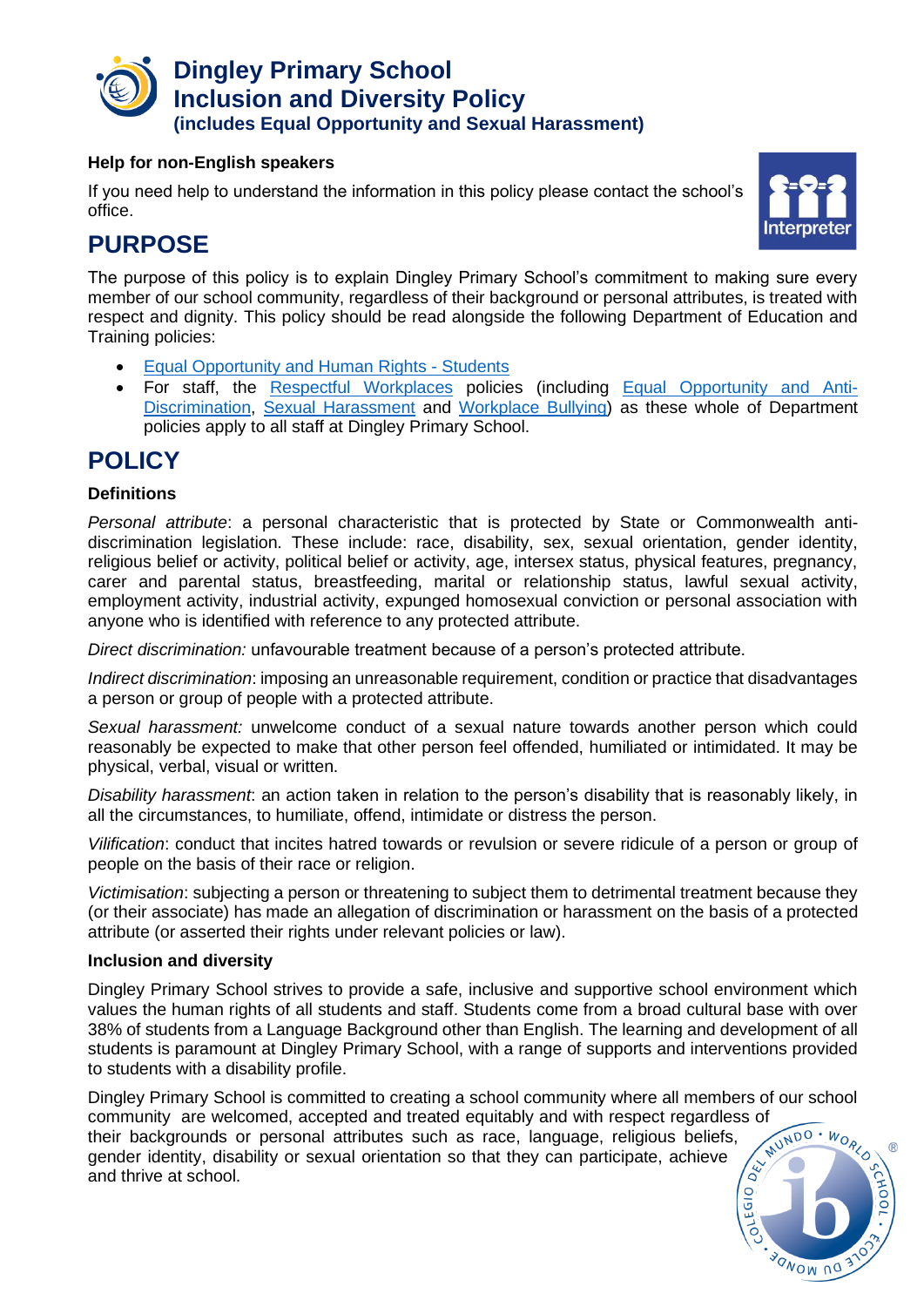# Dingley Primary School Inclusion and Diversity Policy

**(includes Equal Opportunity and Sexual Harassment)**

**Help for non-English speakers**

If you need help to understand the information in this policy please contact the school's office.

## PURPOSE

The purpose of this policy is to explain Dingley Primary School's commitment to making sure every member of our school community, regardless of their background or personal attributes, is treated with respect and dignity. This policy should be read alongside the following Department of Education and Training policies:

- Equal Opportunity and Human Rights - Students
- For staff, the Respectful Workplaces policies (including Equal Opportunity and Anti-Discrimination, Sexual Harassment and Workplace Bullying) as these whole of Department policies apply to all staff at Dingley Primary School.

## POLICY

**Definitions**

*Personal attribute*: a personal characteristic that is protected by State or Commonwealth anti-discrimination legislation. These include: race, disability, sex, sexual orientation, gender identity, religious belief or activity, political belief or activity, age, intersex status, physical features, pregnancy, carer and parental status, breastfeeding, marital or relationship status, lawful sexual activity, employment activity, industrial activity, expunged homosexual conviction or personal association with anyone who is identified with reference to any protected attribute.

*Direct discrimination:* unfavourable treatment because of a person's protected attribute.

*Indirect discrimination*: imposing an unreasonable requirement, condition or practice that disadvantages a person or group of people with a protected attribute.

*Sexual harassment:* unwelcome conduct of a sexual nature towards another person which could reasonably be expected to make that other person feel offended, humiliated or intimidated. It may be physical, verbal, visual or written.

*Disability harassment*: an action taken in relation to the person's disability that is reasonably likely, in all the circumstances, to humiliate, offend, intimidate or distress the person.

*Vilification*: conduct that incites hatred towards or revulsion or severe ridicule of a person or group of people on the basis of their race or religion.

*Victimisation*: subjecting a person or threatening to subject them to detrimental treatment because they (or their associate) has made an allegation of discrimination or harassment on the basis of a protected attribute (or asserted their rights under relevant policies or law).

**Inclusion and diversity**

Dingley Primary School strives to provide a safe, inclusive and supportive school environment which values the human rights of all students and staff. Students come from a broad cultural base with over 38% of students from a Language Background other than English. The learning and development of all students is paramount at Dingley Primary School, with a range of supports and interventions provided to students with a disability profile.

Dingley Primary School is committed to creating a school community where all members of our school community are welcomed, accepted and treated equitably and with respect regardless of their backgrounds or personal attributes such as race, language, religious beliefs, gender identity, disability or sexual orientation so that they can participate, achieve and thrive at school.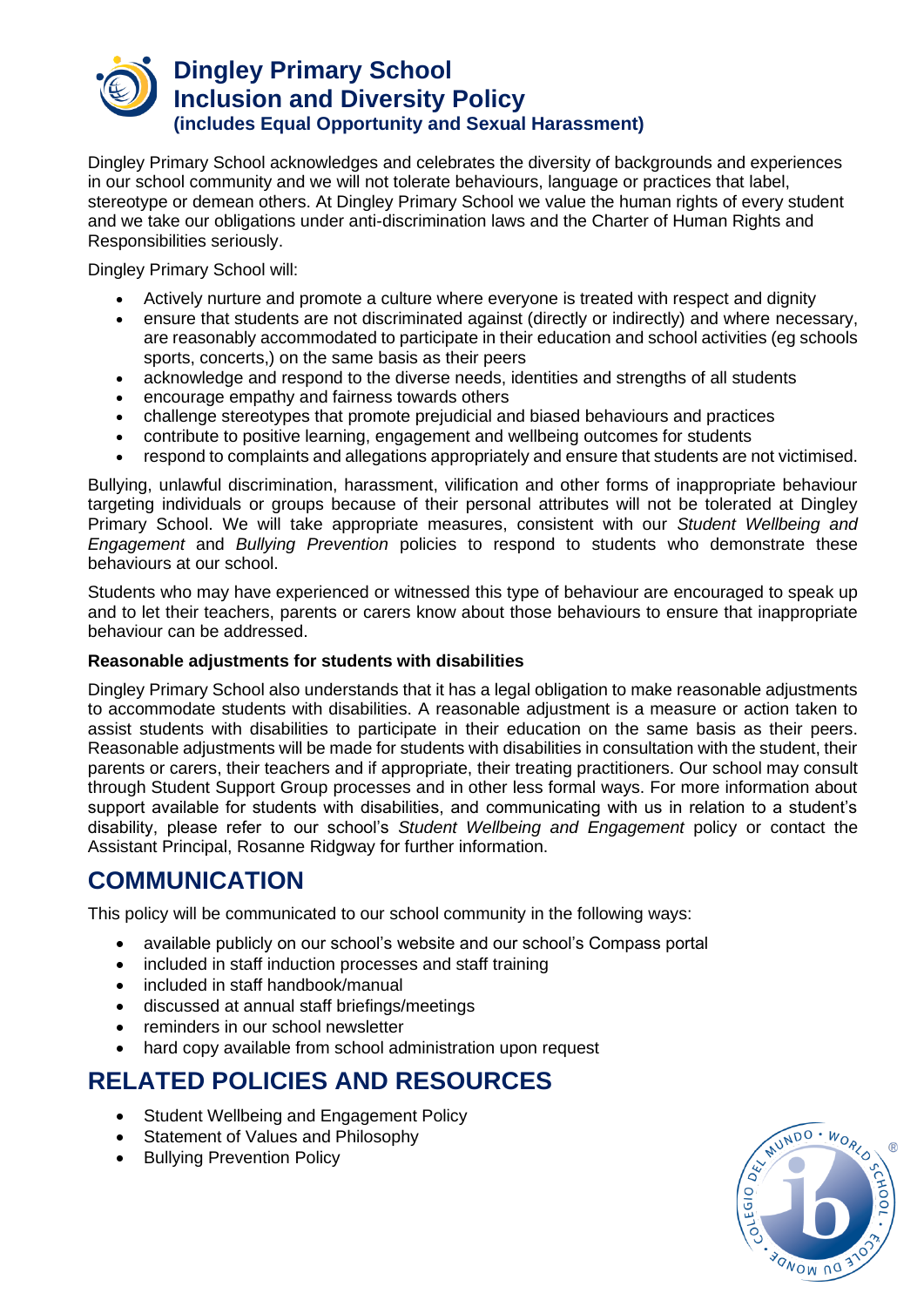# Dingley Primary School Inclusion and Diversity Policy

### (includes Equal Opportunity and Sexual Harassment)

Dingley Primary School acknowledges and celebrates the diversity of backgrounds and experiences in our school community and we will not tolerate behaviours, language or practices that label, stereotype or demean others. At Dingley Primary School we value the human rights of every student and we take our obligations under anti-discrimination laws and the Charter of Human Rights and Responsibilities seriously.

Dingley Primary School will:

- Actively nurture and promote a culture where everyone is treated with respect and dignity
- ensure that students are not discriminated against (directly or indirectly) and where necessary, are reasonably accommodated to participate in their education and school activities (eg schools sports, concerts,) on the same basis as their peers
- acknowledge and respond to the diverse needs, identities and strengths of all students
- encourage empathy and fairness towards others
- challenge stereotypes that promote prejudicial and biased behaviours and practices
- contribute to positive learning, engagement and wellbeing outcomes for students
- respond to complaints and allegations appropriately and ensure that students are not victimised.

Bullying, unlawful discrimination, harassment, vilification and other forms of inappropriate behaviour targeting individuals or groups because of their personal attributes will not be tolerated at Dingley Primary School. We will take appropriate measures, consistent with our *Student Wellbeing and Engagement* and *Bullying Prevention* policies to respond to students who demonstrate these behaviours at our school.

Students who may have experienced or witnessed this type of behaviour are encouraged to speak up and to let their teachers, parents or carers know about those behaviours to ensure that inappropriate behaviour can be addressed.

**Reasonable adjustments for students with disabilities**

Dingley Primary School also understands that it has a legal obligation to make reasonable adjustments to accommodate students with disabilities. A reasonable adjustment is a measure or action taken to assist students with disabilities to participate in their education on the same basis as their peers. Reasonable adjustments will be made for students with disabilities in consultation with the student, their parents or carers, their teachers and if appropriate, their treating practitioners. Our school may consult through Student Support Group processes and in other less formal ways. For more information about support available for students with disabilities, and communicating with us in relation to a student's disability, please refer to our school's *Student Wellbeing and Engagement* policy or contact the Assistant Principal, Rosanne Ridgway for further information.

## COMMUNICATION

This policy will be communicated to our school community in the following ways:

- available publicly on our school's website and our school's Compass portal
- included in staff induction processes and staff training
- included in staff handbook/manual
- discussed at annual staff briefings/meetings
- reminders in our school newsletter
- hard copy available from school administration upon request

## RELATED POLICIES AND RESOURCES

- Student Wellbeing and Engagement Policy
- Statement of Values and Philosophy
- Bullying Prevention Policy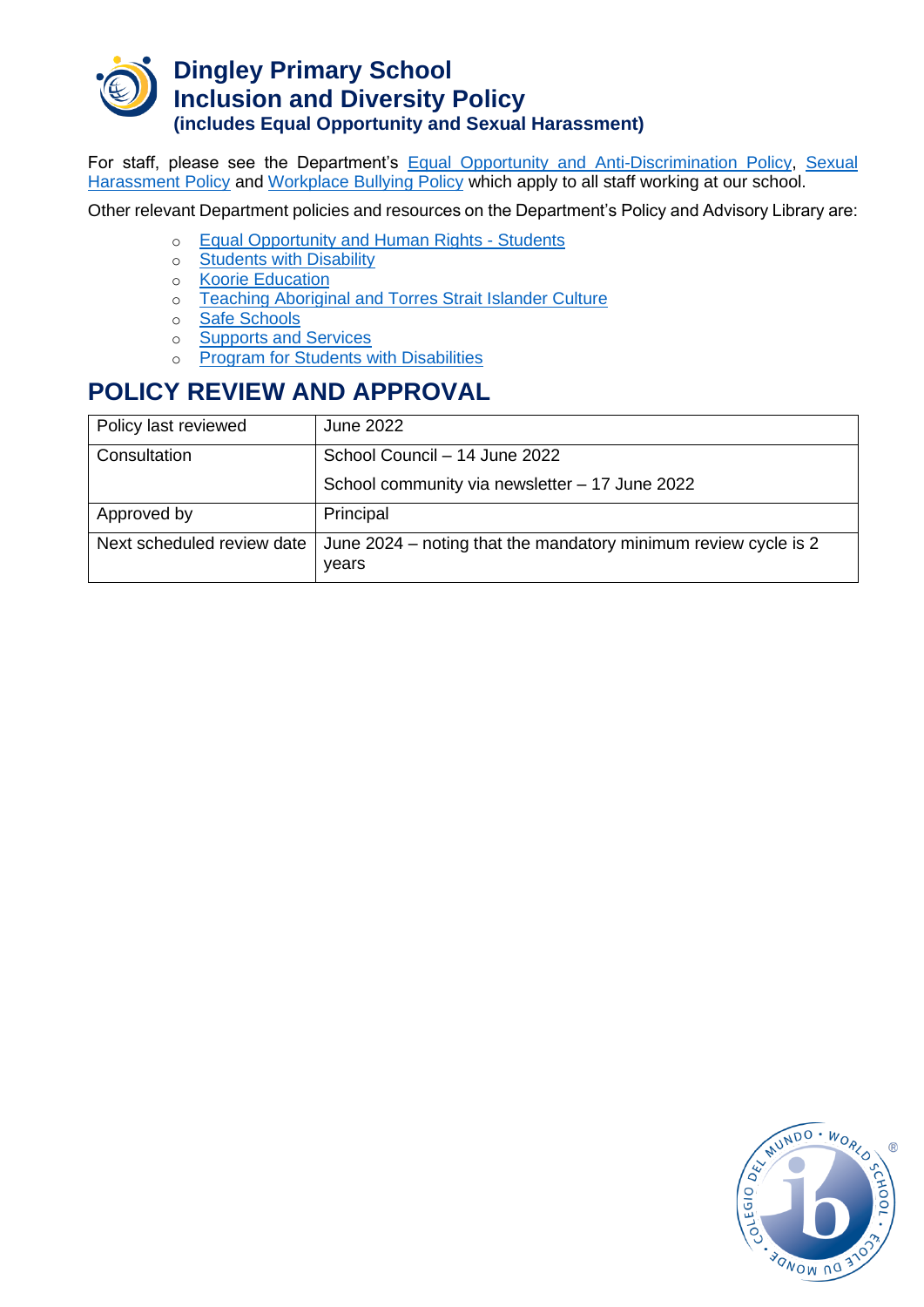# Dingley Primary School
# Inclusion and Diversity Policy
### (includes Equal Opportunity and Sexual Harassment)

For staff, please see the Department's Equal Opportunity and Anti-Discrimination Policy, Sexual Harassment Policy and Workplace Bullying Policy which apply to all staff working at our school.

Other relevant Department policies and resources on the Department's Policy and Advisory Library are:

- Equal Opportunity and Human Rights - Students
- Students with Disability
- Koorie Education
- Teaching Aboriginal and Torres Strait Islander Culture
- Safe Schools
- Supports and Services
- Program for Students with Disabilities

## POLICY REVIEW AND APPROVAL

| | |
|---|---|
| Policy last reviewed | June 2022 |
| Consultation | School Council – 14 June 2022<br>School community via newsletter – 17 June 2022 |
| Approved by | Principal |
| Next scheduled review date | June 2024 – noting that the mandatory minimum review cycle is 2 years |